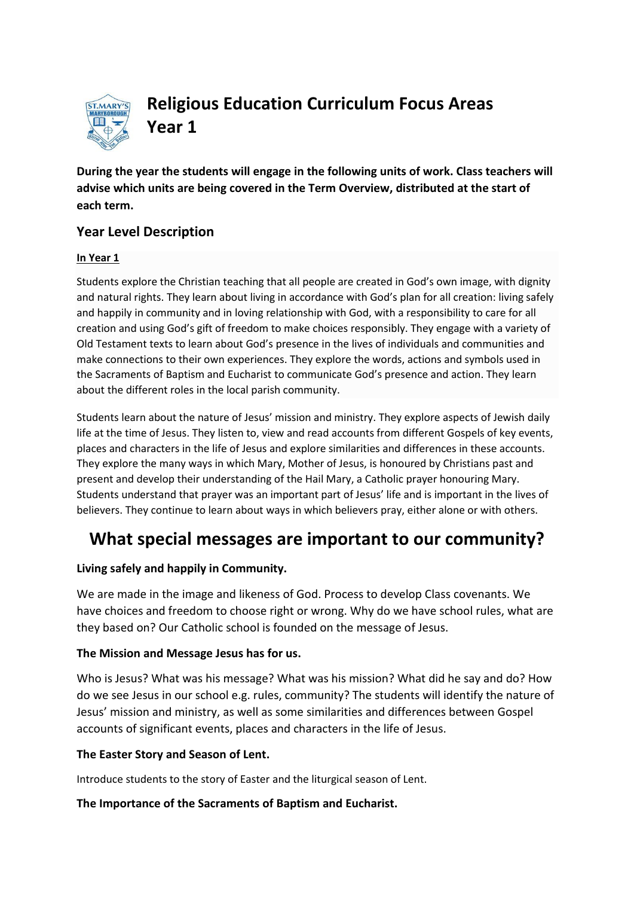# Religious Education Curriculum Focus Areas Year 1

**During the year the students will engage in the following units of work. Class teachers will advise which units are being covered in the Term Overview, distributed at the start of each term.**

## Year Level Description

**In Year 1**

Students explore the Christian teaching that all people are created in God's own image, with dignity and natural rights. They learn about living in accordance with God's plan for all creation: living safely and happily in community and in loving relationship with God, with a responsibility to care for all creation and using God's gift of freedom to make choices responsibly. They engage with a variety of Old Testament texts to learn about God's presence in the lives of individuals and communities and make connections to their own experiences. They explore the words, actions and symbols used in the Sacraments of Baptism and Eucharist to communicate God's presence and action. They learn about the different roles in the local parish community.

Students learn about the nature of Jesus' mission and ministry. They explore aspects of Jewish daily life at the time of Jesus. They listen to, view and read accounts from different Gospels of key events, places and characters in the life of Jesus and explore similarities and differences in these accounts. They explore the many ways in which Mary, Mother of Jesus, is honoured by Christians past and present and develop their understanding of the Hail Mary, a Catholic prayer honouring Mary. Students understand that prayer was an important part of Jesus' life and is important in the lives of believers. They continue to learn about ways in which believers pray, either alone or with others.

# What special messages are important to our community?

**Living safely and happily in Community.**

We are made in the image and likeness of God. Process to develop Class covenants. We have choices and freedom to choose right or wrong. Why do we have school rules, what are they based on? Our Catholic school is founded on the message of Jesus.

**The Mission and Message Jesus has for us.**

Who is Jesus? What was his message? What was his mission? What did he say and do? How do we see Jesus in our school e.g. rules, community? The students will identify the nature of Jesus' mission and ministry, as well as some similarities and differences between Gospel accounts of significant events, places and characters in the life of Jesus.

**The Easter Story and Season of Lent.**

Introduce students to the story of Easter and the liturgical season of Lent.

**The Importance of the Sacraments of Baptism and Eucharist.**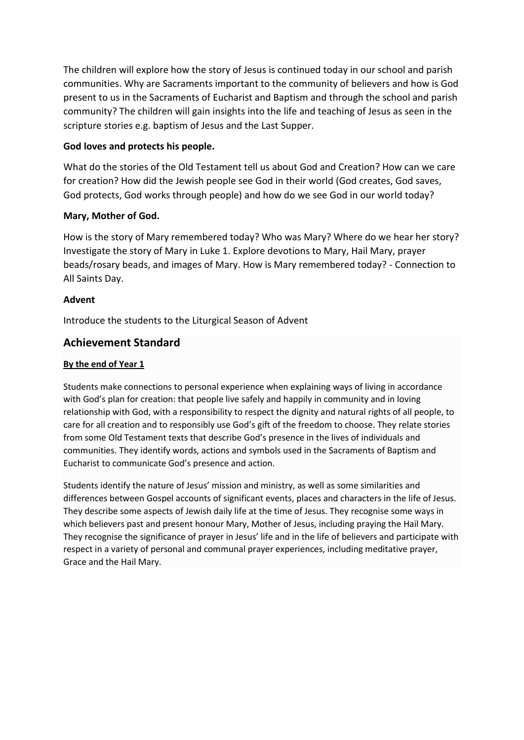The children will explore how the story of Jesus is continued today in our school and parish communities. Why are Sacraments important to the community of believers and how is God present to us in the Sacraments of Eucharist and Baptism and through the school and parish community? The children will gain insights into the life and teaching of Jesus as seen in the scripture stories e.g. baptism of Jesus and the Last Supper.

**God loves and protects his people.**

What do the stories of the Old Testament tell us about God and Creation? How can we care for creation? How did the Jewish people see God in their world (God creates, God saves, God protects, God works through people) and how do we see God in our world today?

**Mary, Mother of God.**

How is the story of Mary remembered today? Who was Mary? Where do we hear her story? Investigate the story of Mary in Luke 1. Explore devotions to Mary, Hail Mary, prayer beads/rosary beads, and images of Mary. How is Mary remembered today? - Connection to All Saints Day.

**Advent**

Introduce the students to the Liturgical Season of Advent

## Achievement Standard

**By the end of Year 1**

Students make connections to personal experience when explaining ways of living in accordance with God's plan for creation: that people live safely and happily in community and in loving relationship with God, with a responsibility to respect the dignity and natural rights of all people, to care for all creation and to responsibly use God's gift of the freedom to choose. They relate stories from some Old Testament texts that describe God's presence in the lives of individuals and communities. They identify words, actions and symbols used in the Sacraments of Baptism and Eucharist to communicate God's presence and action.

Students identify the nature of Jesus' mission and ministry, as well as some similarities and differences between Gospel accounts of significant events, places and characters in the life of Jesus. They describe some aspects of Jewish daily life at the time of Jesus. They recognise some ways in which believers past and present honour Mary, Mother of Jesus, including praying the Hail Mary. They recognise the significance of prayer in Jesus' life and in the life of believers and participate with respect in a variety of personal and communal prayer experiences, including meditative prayer, Grace and the Hail Mary.